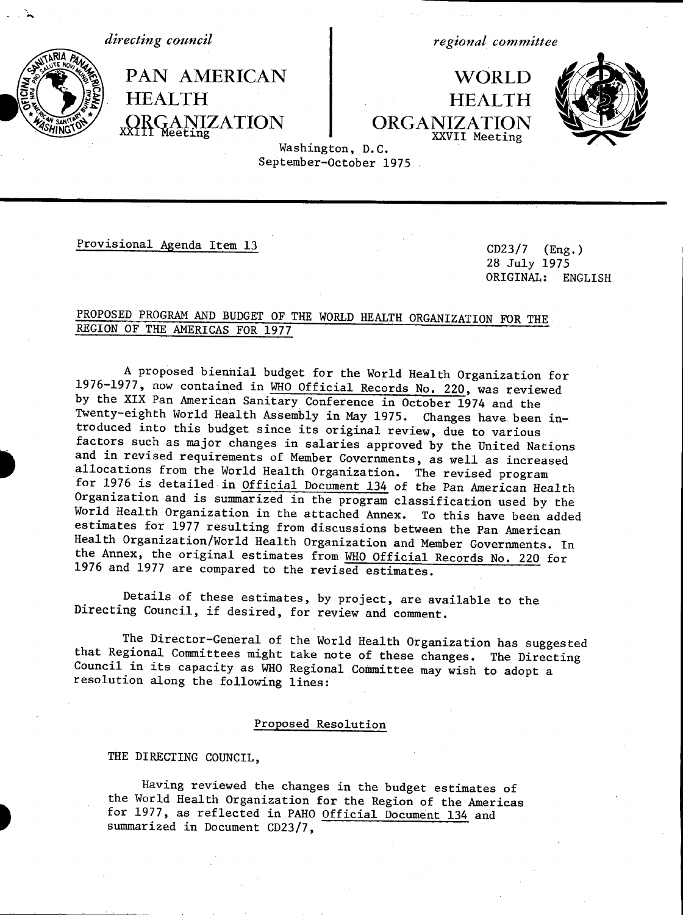*directing council* | *regional committee*

# PAN AMERICAN HEALTH ORGANIZATION

XXIII Meeting

# WORLD HEALTH ORGANIZATION

XXVII Meeting

Washington, D.C.
September-October 1975

Provisional Agenda Item 13

CD23/7 (Eng.)
28 July 1975
ORIGINAL: ENGLISH

## PROPOSED PROGRAM AND BUDGET OF THE WORLD HEALTH ORGANIZATION FOR THE REGION OF THE AMERICAS FOR 1977

A proposed biennial budget for the World Health Organization for 1976-1977, now contained in WHO Official Records No. 220, was reviewed by the XIX Pan American Sanitary Conference in October 1974 and the Twenty-eighth World Health Assembly in May 1975. Changes have been introduced into this budget since its original review, due to various factors such as major changes in salaries approved by the United Nations and in revised requirements of Member Governments, as well as increased allocations from the World Health Organization. The revised program for 1976 is detailed in Official Document 134 of the Pan American Health Organization and is summarized in the program classification used by the World Health Organization in the attached Annex. To this have been added estimates for 1977 resulting from discussions between the Pan American Health Organization/World Health Organization and Member Governments. In the Annex, the original estimates from WHO Official Records No. 220 for 1976 and 1977 are compared to the revised estimates.

Details of these estimates, by project, are available to the Directing Council, if desired, for review and comment.

The Director-General of the World Health Organization has suggested that Regional Committees might take note of these changes. The Directing Council in its capacity as WHO Regional Committee may wish to adopt a resolution along the following lines:

### Proposed Resolution

THE DIRECTING COUNCIL,

Having reviewed the changes in the budget estimates of the World Health Organization for the Region of the Americas for 1977, as reflected in PAHO Official Document 134 and summarized in Document CD23/7,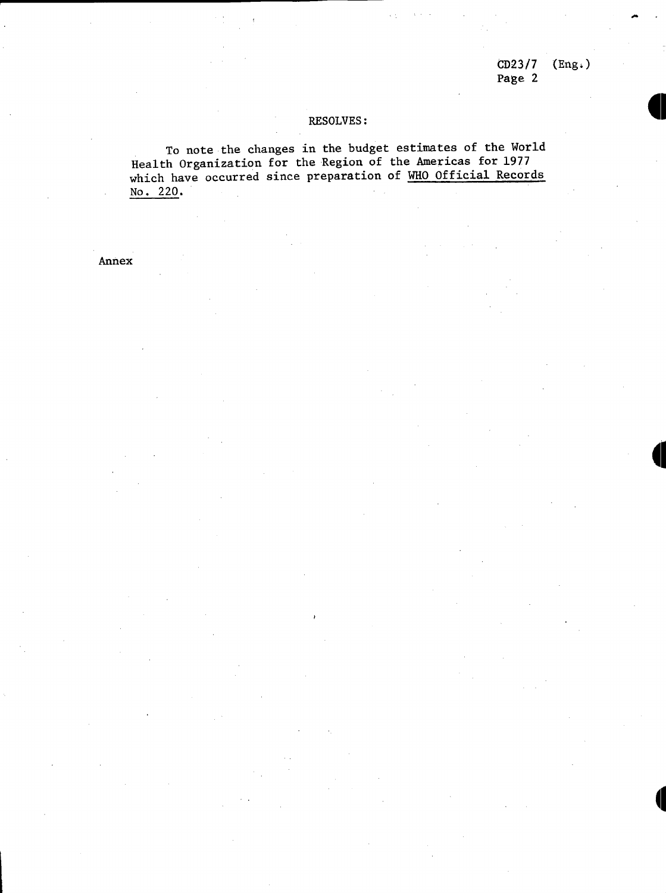RESOLVES:

To note the changes in the budget estimates of the World Health Organization for the Region of the Americas for 1977 which have occurred since preparation of WHO Official Records No. 220.

Annex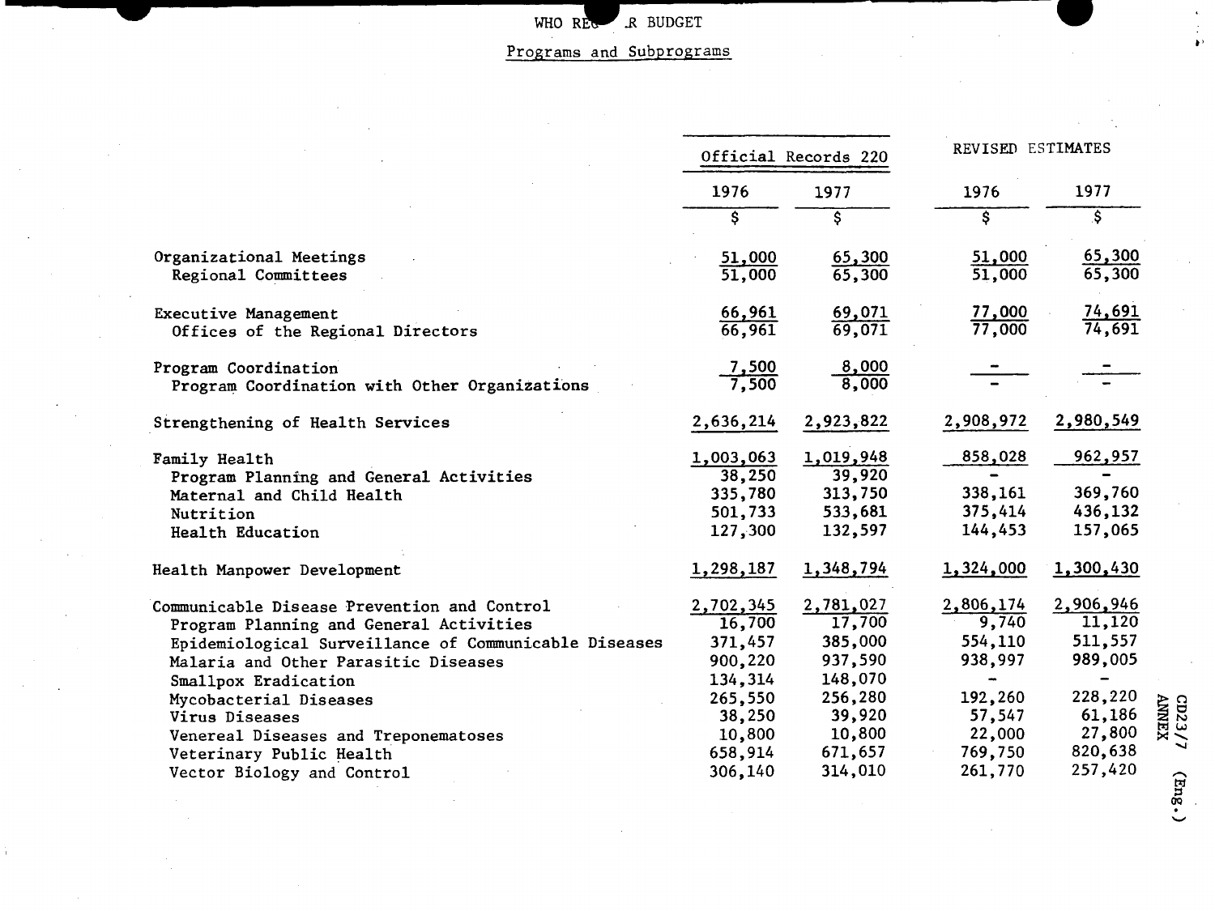WHO REGULAR BUDGET

Programs and Subprograms

| | Official Records 220 | | REVISED ESTIMATES | |
|---|---|---|---|---|
| | 1976 | 1977 | 1976 | 1977 |
| | $ | $ | $ | $ |
| Organizational Meetings | 51,000 | 65,300 | 51,000 | 65,300 |
| Regional Committees | 51,000 | 65,300 | 51,000 | 65,300 |
| Executive Management | 66,961 | 69,071 | 77,000 | 74,691 |
| Offices of the Regional Directors | 66,961 | 69,071 | 77,000 | 74,691 |
| Program Coordination | 7,500 | 8,000 | - | - |
| Program Coordination with Other Organizations | 7,500 | 8,000 | - | - |
| Strengthening of Health Services | 2,636,214 | 2,923,822 | 2,908,972 | 2,980,549 |
| Family Health | 1,003,063 | 1,019,948 | 858,028 | 962,957 |
| Program Planning and General Activities | 38,250 | 39,920 | - | - |
| Maternal and Child Health | 335,780 | 313,750 | 338,161 | 369,760 |
| Nutrition | 501,733 | 533,681 | 375,414 | 436,132 |
| Health Education | 127,300 | 132,597 | 144,453 | 157,065 |
| Health Manpower Development | 1,298,187 | 1,348,794 | 1,324,000 | 1,300,430 |
| Communicable Disease Prevention and Control | 2,702,345 | 2,781,027 | 2,806,174 | 2,906,946 |
| Program Planning and General Activities | 16,700 | 17,700 | 9,740 | 11,120 |
| Epidemiological Surveillance of Communicable Diseases | 371,457 | 385,000 | 554,110 | 511,557 |
| Malaria and Other Parasitic Diseases | 900,220 | 937,590 | 938,997 | 989,005 |
| Smallpox Eradication | 134,314 | 148,070 | - | - |
| Mycobacterial Diseases | 265,550 | 256,280 | 192,260 | 228,220 |
| Virus Diseases | 38,250 | 39,920 | 57,547 | 61,186 |
| Venereal Diseases and Treponematoses | 10,800 | 10,800 | 22,000 | 27,800 |
| Veterinary Public Health | 658,914 | 671,657 | 769,750 | 820,638 |
| Vector Biology and Control | 306,140 | 314,010 | 261,770 | 257,420 |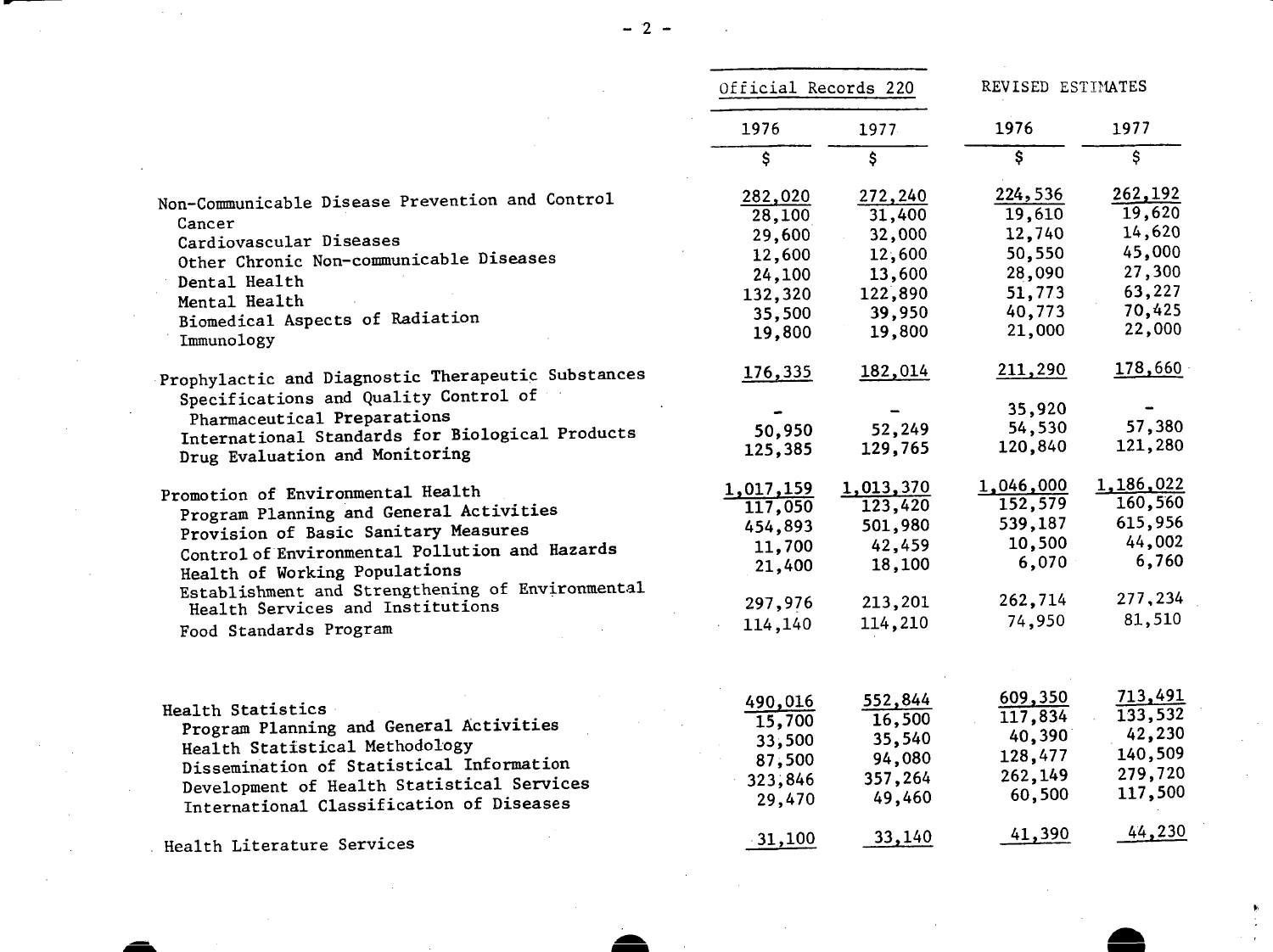| | Official Records 220 | | REVISED ESTIMATES | |
|---|---|---|---|---|
| | 1976 | 1977 | 1976 | 1977 |
| | $ | $ | $ | $ |
| Non-Communicable Disease Prevention and Control | 282,020 | 272,240 | 224,536 | 262,192 |
| Cancer | 28,100 | 31,400 | 19,610 | 19,620 |
| Cardiovascular Diseases | 29,600 | 32,000 | 12,740 | 14,620 |
| Other Chronic Non-communicable Diseases | 12,600 | 12,600 | 50,550 | 45,000 |
| Dental Health | 24,100 | 13,600 | 28,090 | 27,300 |
| Mental Health | 132,320 | 122,890 | 51,773 | 63,227 |
| Biomedical Aspects of Radiation | 35,500 | 39,950 | 40,773 | 70,425 |
| Immunology | 19,800 | 19,800 | 21,000 | 22,000 |
| Prophylactic and Diagnostic Therapeutic Substances | 176,335 | 182,014 | 211,290 | 178,660 |
| Specifications and Quality Control of Pharmaceutical Preparations | - | - | 35,920 | - |
| International Standards for Biological Products | 50,950 | 52,249 | 54,530 | 57,380 |
| Drug Evaluation and Monitoring | 125,385 | 129,765 | 120,840 | 121,280 |
| Promotion of Environmental Health | 1,017,159 | 1,013,370 | 1,046,000 | 1,186,022 |
| Program Planning and General Activities | 117,050 | 123,420 | 152,579 | 160,560 |
| Provision of Basic Sanitary Measures | 454,893 | 501,980 | 539,187 | 615,956 |
| Control of Environmental Pollution and Hazards | 11,700 | 42,459 | 10,500 | 44,002 |
| Health of Working Populations | 21,400 | 18,100 | 6,070 | 6,760 |
| Establishment and Strengthening of Environmental Health Services and Institutions | 297,976 | 213,201 | 262,714 | 277,234 |
| Food Standards Program | 114,140 | 114,210 | 74,950 | 81,510 |
| Health Statistics | 490,016 | 552,844 | 609,350 | 713,491 |
| Program Planning and General Activities | 15,700 | 16,500 | 117,834 | 133,532 |
| Health Statistical Methodology | 33,500 | 35,540 | 40,390 | 42,230 |
| Dissemination of Statistical Information | 87,500 | 94,080 | 128,477 | 140,509 |
| Development of Health Statistical Services | 323,846 | 357,264 | 262,149 | 279,720 |
| International Classification of Diseases | 29,470 | 49,460 | 60,500 | 117,500 |
| Health Literature Services | 31,100 | 33,140 | 41,390 | 44,230 |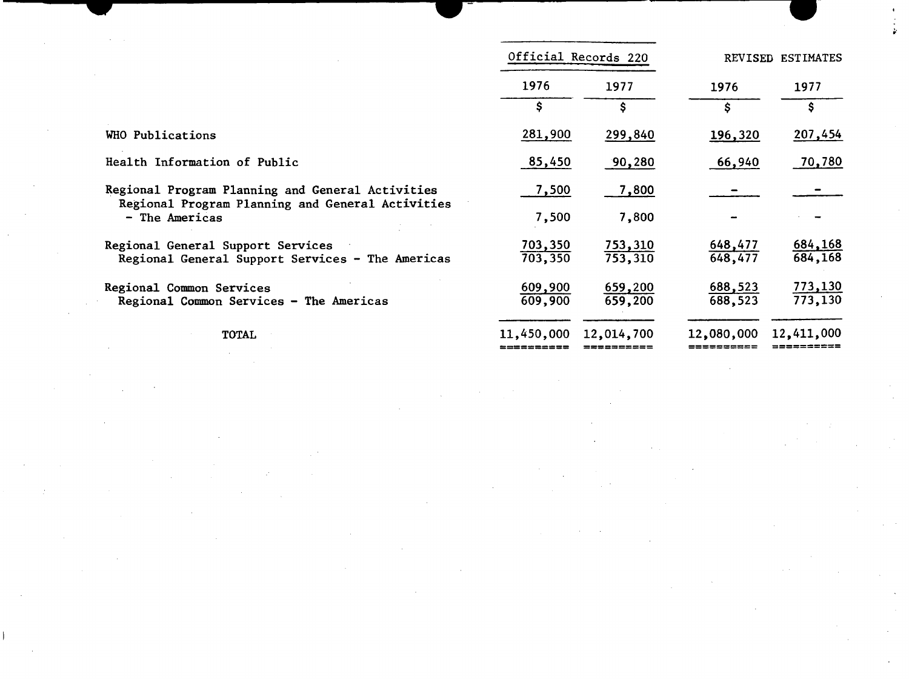| | Official Records 220 | | REVISED ESTIMATES | |
|---|---|---|---|---|
| | 1976 | 1977 | 1976 | 1977 |
| | $ | $ | $ | $ |
| WHO Publications | 281,900 | 299,840 | 196,320 | 207,454 |
| Health Information of Public | 85,450 | 90,280 | 66,940 | 70,780 |
| Regional Program Planning and General Activities | 7,500 | 7,800 | - | - |
| Regional Program Planning and General Activities - The Americas | 7,500 | 7,800 | - | - |
| Regional General Support Services | 703,350 | 753,310 | 648,477 | 684,168 |
| Regional General Support Services - The Americas | 703,350 | 753,310 | 648,477 | 684,168 |
| Regional Common Services | 609,900 | 659,200 | 688,523 | 773,130 |
| Regional Common Services - The Americas | 609,900 | 659,200 | 688,523 | 773,130 |
| TOTAL | 11,450,000 | 12,014,700 | 12,080,000 | 12,411,000 |